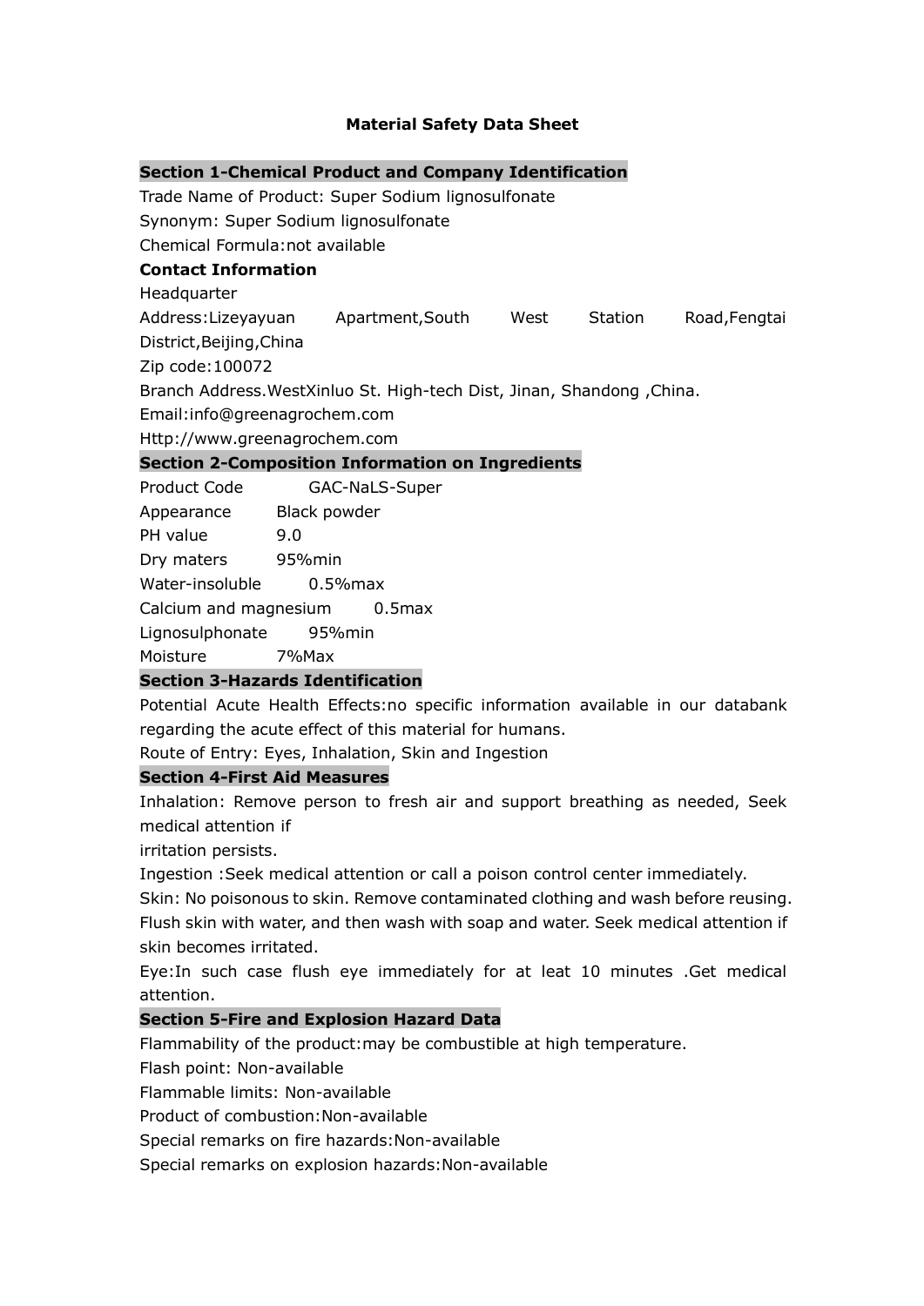# Material Safety Data Sheet

## Section 1-Chemical Product and Company Identification

Trade Name of Product: Super Sodium lignosulfonate

Synonym: Super Sodium lignosulfonate

Chemical Formula:not available

**Contact Information**

Headquarter

Address:Lizeyayuan Apartment,South West Station Road,Fengtai District,Beijing,China

Zip code:100072

Branch Address.WestXinluo St. High-tech Dist, Jinan, Shandong ,China.

Email:info@greenagrochem.com

Http://www.greenagrochem.com

## Section 2-Composition Information on Ingredients

| | |
|---|---|
| Product Code | GAC-NaLS-Super |
| Appearance | Black powder |
| PH value | 9.0 |
| Dry maters | 95%min |
| Water-insoluble | 0.5%max |
| Calcium and magnesium | 0.5max |
| Lignosulphonate | 95%min |
| Moisture | 7%Max |

## Section 3-Hazards Identification

Potential Acute Health Effects:no specific information available in our databank regarding the acute effect of this material for humans.

Route of Entry: Eyes, Inhalation, Skin and Ingestion

## Section 4-First Aid Measures

Inhalation: Remove person to fresh air and support breathing as needed, Seek medical attention if irritation persists.

Ingestion :Seek medical attention or call a poison control center immediately.

Skin: No poisonous to skin. Remove contaminated clothing and wash before reusing. Flush skin with water, and then wash with soap and water. Seek medical attention if skin becomes irritated.

Eye:In such case flush eye immediately for at leat 10 minutes .Get medical attention.

## Section 5-Fire and Explosion Hazard Data

Flammability of the product:may be combustible at high temperature.

Flash point: Non-available

Flammable limits: Non-available

Product of combustion:Non-available

Special remarks on fire hazards:Non-available

Special remarks on explosion hazards:Non-available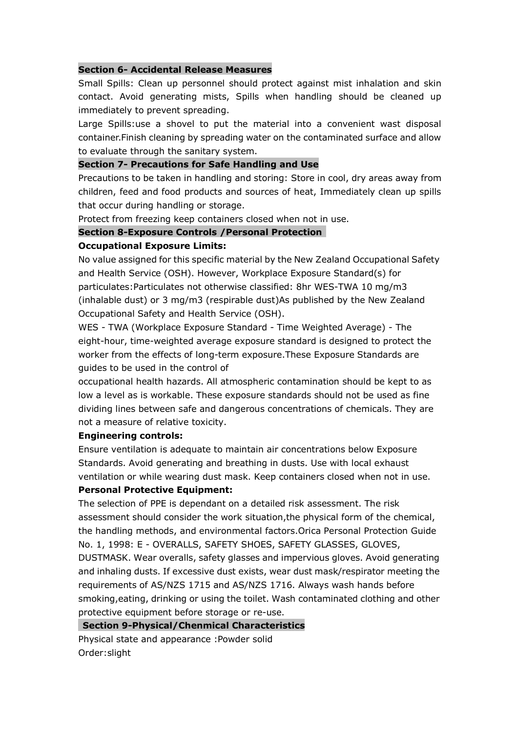## Section 6- Accidental Release Measures

Small Spills: Clean up personnel should protect against mist inhalation and skin contact. Avoid generating mists, Spills when handling should be cleaned up immediately to prevent spreading.

Large Spills:use a shovel to put the material into a convenient wast disposal container.Finish cleaning by spreading water on the contaminated surface and allow to evaluate through the sanitary system.

## Section 7- Precautions for Safe Handling and Use

Precautions to be taken in handling and storing: Store in cool, dry areas away from children, feed and food products and sources of heat, Immediately clean up spills that occur during handling or storage.

Protect from freezing keep containers closed when not in use.

## Section 8-Exposure Controls /Personal Protection

**Occupational Exposure Limits:**

No value assigned for this specific material by the New Zealand Occupational Safety and Health Service (OSH). However, Workplace Exposure Standard(s) for particulates:Particulates not otherwise classified: 8hr WES-TWA 10 mg/m3 (inhalable dust) or 3 mg/m3 (respirable dust)As published by the New Zealand Occupational Safety and Health Service (OSH).

WES - TWA (Workplace Exposure Standard - Time Weighted Average) - The eight-hour, time-weighted average exposure standard is designed to protect the worker from the effects of long-term exposure.These Exposure Standards are guides to be used in the control of occupational health hazards. All atmospheric contamination should be kept to as low a level as is workable. These exposure standards should not be used as fine dividing lines between safe and dangerous concentrations of chemicals. They are not a measure of relative toxicity.

**Engineering controls:**

Ensure ventilation is adequate to maintain air concentrations below Exposure Standards. Avoid generating and breathing in dusts. Use with local exhaust ventilation or while wearing dust mask. Keep containers closed when not in use.

**Personal Protective Equipment:**

The selection of PPE is dependant on a detailed risk assessment. The risk assessment should consider the work situation,the physical form of the chemical, the handling methods, and environmental factors.Orica Personal Protection Guide No. 1, 1998: E - OVERALLS, SAFETY SHOES, SAFETY GLASSES, GLOVES, DUSTMASK. Wear overalls, safety glasses and impervious gloves. Avoid generating and inhaling dusts. If excessive dust exists, wear dust mask/respirator meeting the requirements of AS/NZS 1715 and AS/NZS 1716. Always wash hands before smoking,eating, drinking or using the toilet. Wash contaminated clothing and other protective equipment before storage or re-use.

## Section 9-Physical/Chenmical Characteristics

Physical state and appearance :Powder solid

Order:slight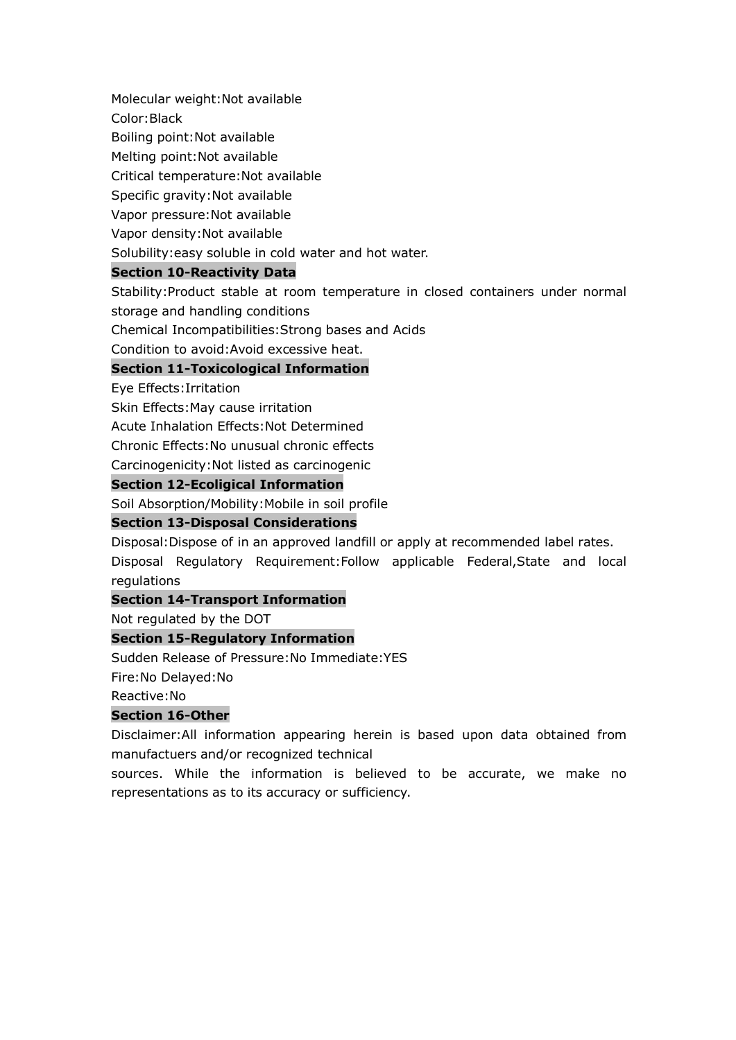Molecular weight:Not available

Color:Black

Boiling point:Not available

Melting point:Not available

Critical temperature:Not available

Specific gravity:Not available

Vapor pressure:Not available

Vapor density:Not available

Solubility:easy soluble in cold water and hot water.

**Section 10-Reactivity Data**

Stability:Product stable at room temperature in closed containers under normal storage and handling conditions

Chemical Incompatibilities:Strong bases and Acids

Condition to avoid:Avoid excessive heat.

**Section 11-Toxicological Information**

Eye Effects:Irritation

Skin Effects:May cause irritation

Acute Inhalation Effects:Not Determined

Chronic Effects:No unusual chronic effects

Carcinogenicity:Not listed as carcinogenic

**Section 12-Ecoligical Information**

Soil Absorption/Mobility:Mobile in soil profile

**Section 13-Disposal Considerations**

Disposal:Dispose of in an approved landfill or apply at recommended label rates.

Disposal Regulatory Requirement:Follow applicable Federal,State and local regulations

**Section 14-Transport Information**

Not regulated by the DOT

**Section 15-Regulatory Information**

Sudden Release of Pressure:No Immediate:YES

Fire:No Delayed:No

Reactive:No

**Section 16-Other**

Disclaimer:All information appearing herein is based upon data obtained from manufactuers and/or recognized technical

sources. While the information is believed to be accurate, we make no representations as to its accuracy or sufficiency.